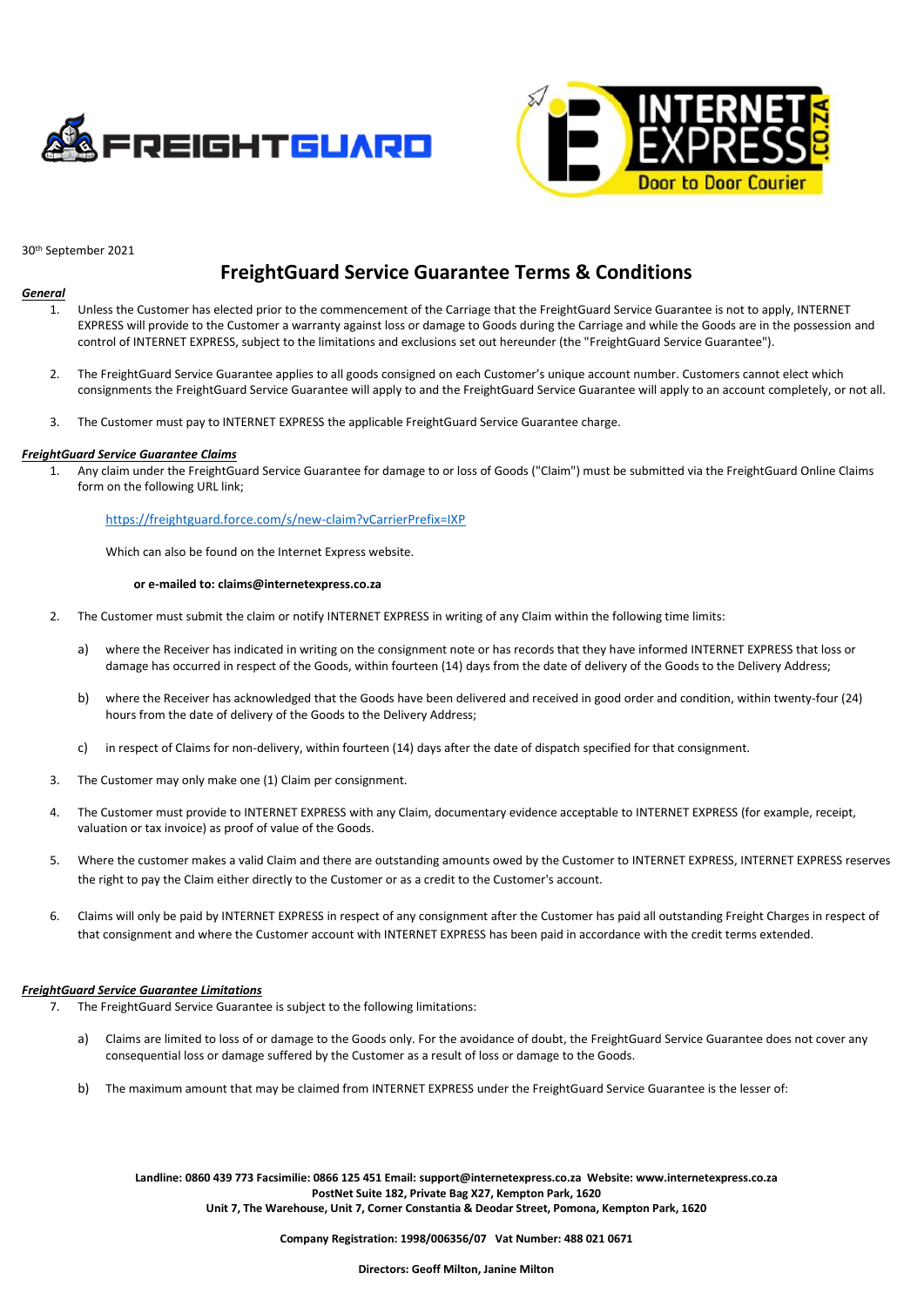30th September 2021

# FreightGuard Service Guarantee Terms & Conditions

***General***

1. Unless the Customer has elected prior to the commencement of the Carriage that the FreightGuard Service Guarantee is not to apply, INTERNET EXPRESS will provide to the Customer a warranty against loss or damage to Goods during the Carriage and while the Goods are in the possession and control of INTERNET EXPRESS, subject to the limitations and exclusions set out hereunder (the "FreightGuard Service Guarantee").

2. The FreightGuard Service Guarantee applies to all goods consigned on each Customer's unique account number. Customers cannot elect which consignments the FreightGuard Service Guarantee will apply to and the FreightGuard Service Guarantee will apply to an account completely, or not all.

3. The Customer must pay to INTERNET EXPRESS the applicable FreightGuard Service Guarantee charge.

***FreightGuard Service Guarantee Claims***

1. Any claim under the FreightGuard Service Guarantee for damage to or loss of Goods ("Claim") must be submitted via the FreightGuard Online Claims form on the following URL link;

   https://freightguard.force.com/s/new-claim?vCarrierPrefix=IXP

   Which can also be found on the Internet Express website.

   **or e-mailed to: claims@internetexpress.co.za**

2. The Customer must submit the claim or notify INTERNET EXPRESS in writing of any Claim within the following time limits:

   a) where the Receiver has indicated in writing on the consignment note or has records that they have informed INTERNET EXPRESS that loss or damage has occurred in respect of the Goods, within fourteen (14) days from the date of delivery of the Goods to the Delivery Address;

   b) where the Receiver has acknowledged that the Goods have been delivered and received in good order and condition, within twenty-four (24) hours from the date of delivery of the Goods to the Delivery Address;

   c) in respect of Claims for non-delivery, within fourteen (14) days after the date of dispatch specified for that consignment.

3. The Customer may only make one (1) Claim per consignment.

4. The Customer must provide to INTERNET EXPRESS with any Claim, documentary evidence acceptable to INTERNET EXPRESS (for example, receipt, valuation or tax invoice) as proof of value of the Goods.

5. Where the customer makes a valid Claim and there are outstanding amounts owed by the Customer to INTERNET EXPRESS, INTERNET EXPRESS reserves the right to pay the Claim either directly to the Customer or as a credit to the Customer's account.

6. Claims will only be paid by INTERNET EXPRESS in respect of any consignment after the Customer has paid all outstanding Freight Charges in respect of that consignment and where the Customer account with INTERNET EXPRESS has been paid in accordance with the credit terms extended.

***FreightGuard Service Guarantee Limitations***

7. The FreightGuard Service Guarantee is subject to the following limitations:

   a) Claims are limited to loss of or damage to the Goods only. For the avoidance of doubt, the FreightGuard Service Guarantee does not cover any consequential loss or damage suffered by the Customer as a result of loss or damage to the Goods.

   b) The maximum amount that may be claimed from INTERNET EXPRESS under the FreightGuard Service Guarantee is the lesser of:

**Landline: 0860 439 773 Facsimilie: 0866 125 451 Email: support@internetexpress.co.za Website: www.internetexpress.co.za**
**PostNet Suite 182, Private Bag X27, Kempton Park, 1620**
**Unit 7, The Warehouse, Unit 7, Corner Constantia & Deodar Street, Pomona, Kempton Park, 1620**

**Company Registration: 1998/006356/07 Vat Number: 488 021 0671**

**Directors: Geoff Milton, Janine Milton**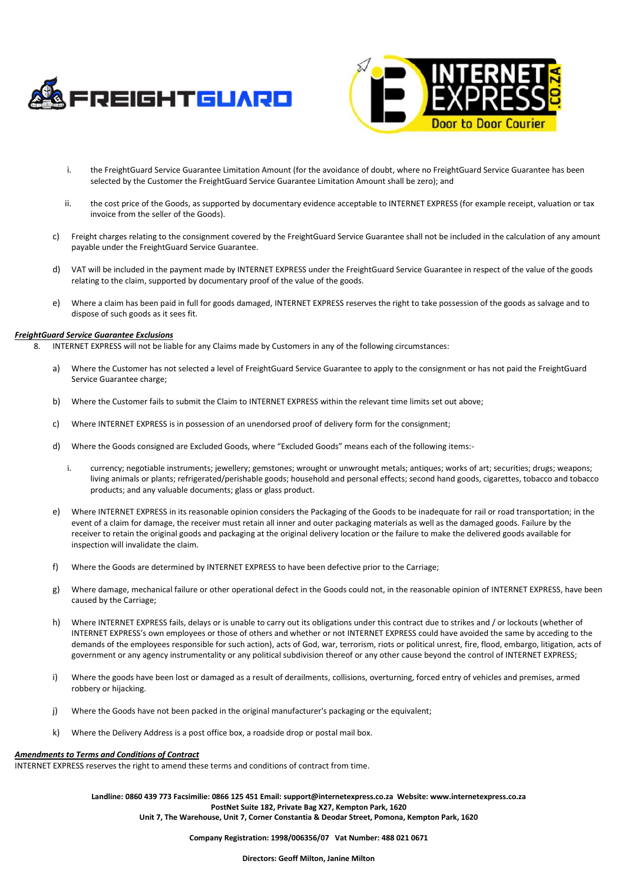i. the FreightGuard Service Guarantee Limitation Amount (for the avoidance of doubt, where no FreightGuard Service Guarantee has been selected by the Customer the FreightGuard Service Guarantee Limitation Amount shall be zero); and

ii. the cost price of the Goods, as supported by documentary evidence acceptable to INTERNET EXPRESS (for example receipt, valuation or tax invoice from the seller of the Goods).

c) Freight charges relating to the consignment covered by the FreightGuard Service Guarantee shall not be included in the calculation of any amount payable under the FreightGuard Service Guarantee.

d) VAT will be included in the payment made by INTERNET EXPRESS under the FreightGuard Service Guarantee in respect of the value of the goods relating to the claim, supported by documentary proof of the value of the goods.

e) Where a claim has been paid in full for goods damaged, INTERNET EXPRESS reserves the right to take possession of the goods as salvage and to dispose of such goods as it sees fit.

***FreightGuard Service Guarantee Exclusions***

8. INTERNET EXPRESS will not be liable for any Claims made by Customers in any of the following circumstances:

a) Where the Customer has not selected a level of FreightGuard Service Guarantee to apply to the consignment or has not paid the FreightGuard Service Guarantee charge;

b) Where the Customer fails to submit the Claim to INTERNET EXPRESS within the relevant time limits set out above;

c) Where INTERNET EXPRESS is in possession of an unendorsed proof of delivery form for the consignment;

d) Where the Goods consigned are Excluded Goods, where "Excluded Goods" means each of the following items:-

i. currency; negotiable instruments; jewellery; gemstones; wrought or unwrought metals; antiques; works of art; securities; drugs; weapons; living animals or plants; refrigerated/perishable goods; household and personal effects; second hand goods, cigarettes, tobacco and tobacco products; and any valuable documents; glass or glass product.

e) Where INTERNET EXPRESS in its reasonable opinion considers the Packaging of the Goods to be inadequate for rail or road transportation; in the event of a claim for damage, the receiver must retain all inner and outer packaging materials as well as the damaged goods. Failure by the receiver to retain the original goods and packaging at the original delivery location or the failure to make the delivered goods available for inspection will invalidate the claim.

f) Where the Goods are determined by INTERNET EXPRESS to have been defective prior to the Carriage;

g) Where damage, mechanical failure or other operational defect in the Goods could not, in the reasonable opinion of INTERNET EXPRESS, have been caused by the Carriage;

h) Where INTERNET EXPRESS fails, delays or is unable to carry out its obligations under this contract due to strikes and / or lockouts (whether of INTERNET EXPRESS's own employees or those of others and whether or not INTERNET EXPRESS could have avoided the same by acceding to the demands of the employees responsible for such action), acts of God, war, terrorism, riots or political unrest, fire, flood, embargo, litigation, acts of government or any agency instrumentality or any political subdivision thereof or any other cause beyond the control of INTERNET EXPRESS;

i) Where the goods have been lost or damaged as a result of derailments, collisions, overturning, forced entry of vehicles and premises, armed robbery or hijacking.

j) Where the Goods have not been packed in the original manufacturer's packaging or the equivalent;

k) Where the Delivery Address is a post office box, a roadside drop or postal mail box.

***Amendments to Terms and Conditions of Contract***

INTERNET EXPRESS reserves the right to amend these terms and conditions of contract from time.

**Landline: 0860 439 773 Facsimilie: 0866 125 451 Email: support@internetexpress.co.za Website: www.internetexpress.co.za**
**PostNet Suite 182, Private Bag X27, Kempton Park, 1620**
**Unit 7, The Warehouse, Unit 7, Corner Constantia & Deodar Street, Pomona, Kempton Park, 1620**

**Company Registration: 1998/006356/07 Vat Number: 488 021 0671**

**Directors: Geoff Milton, Janine Milton**